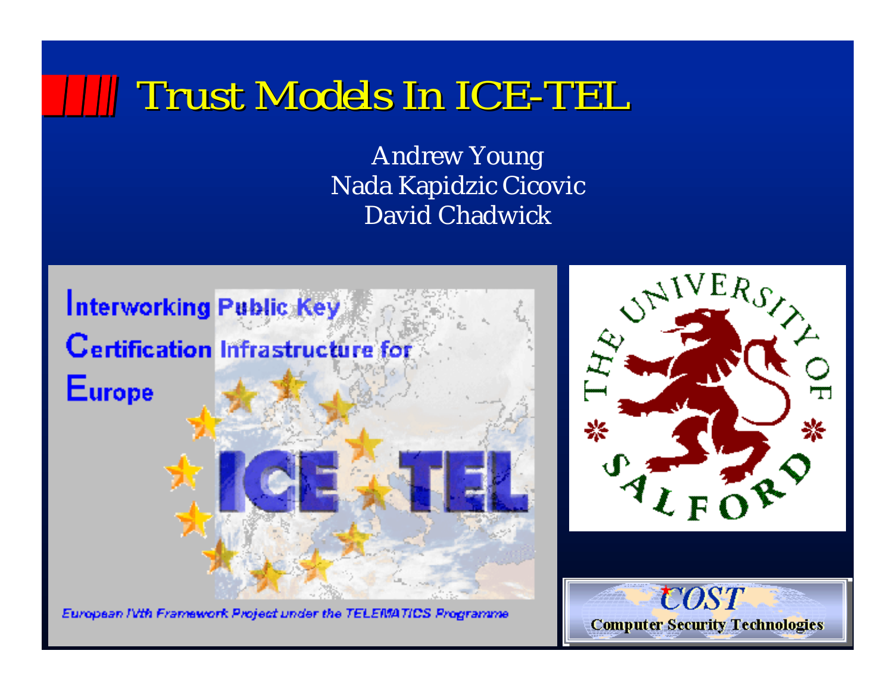# Trust Models In ICE-TEL

Andrew Young
Nada Kapidzic Cicovic
David Chadwick

Interworking Public Key Certification Infrastructure for Europe

ICE-TEL

European IVth Framework Project under the TELEMATICS Programme

The University of Salford

COST
Computer Security Technologies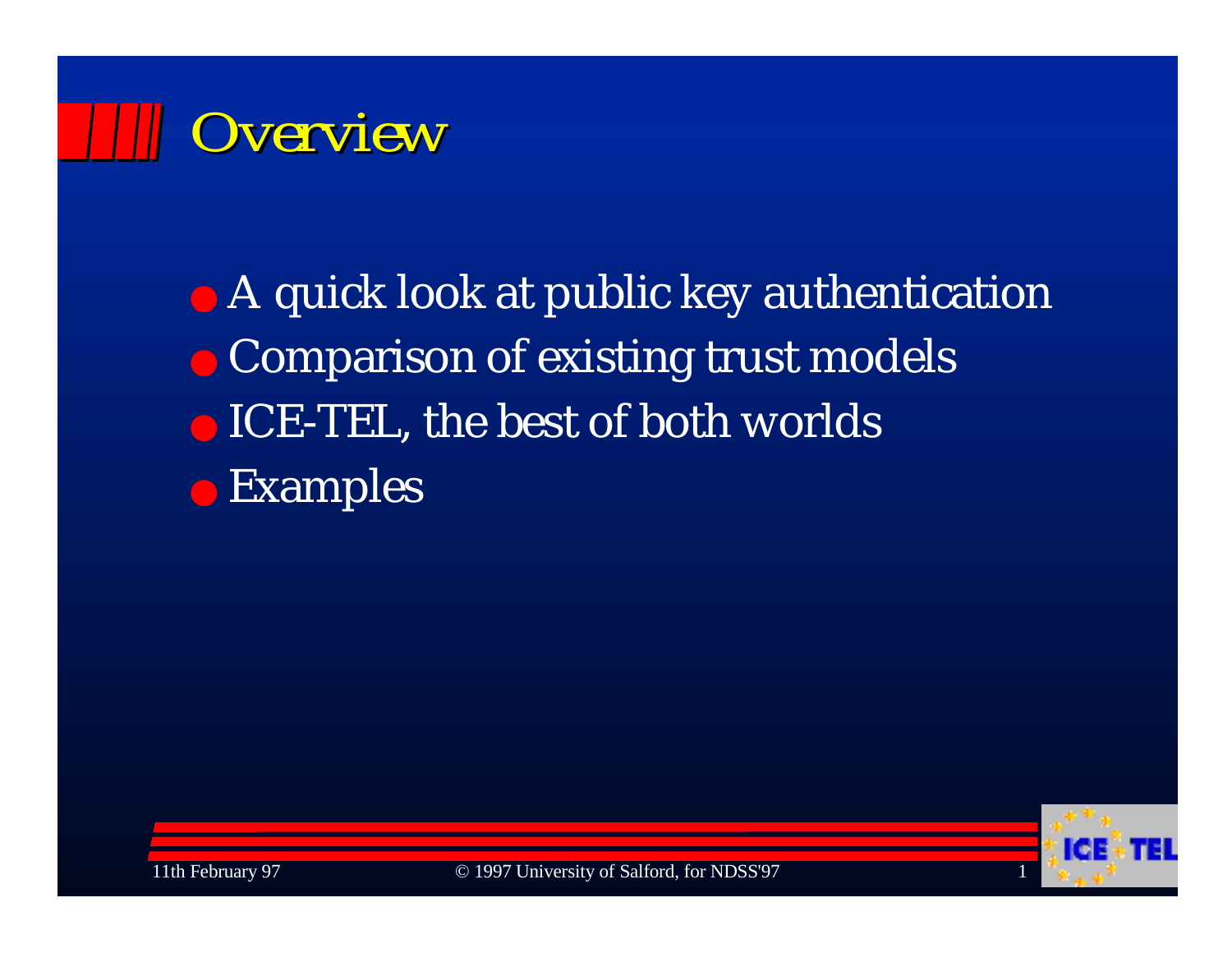# Overview

- A quick look at public key authentication
- Comparison of existing trust models
- ICE-TEL, the best of both worlds
- Examples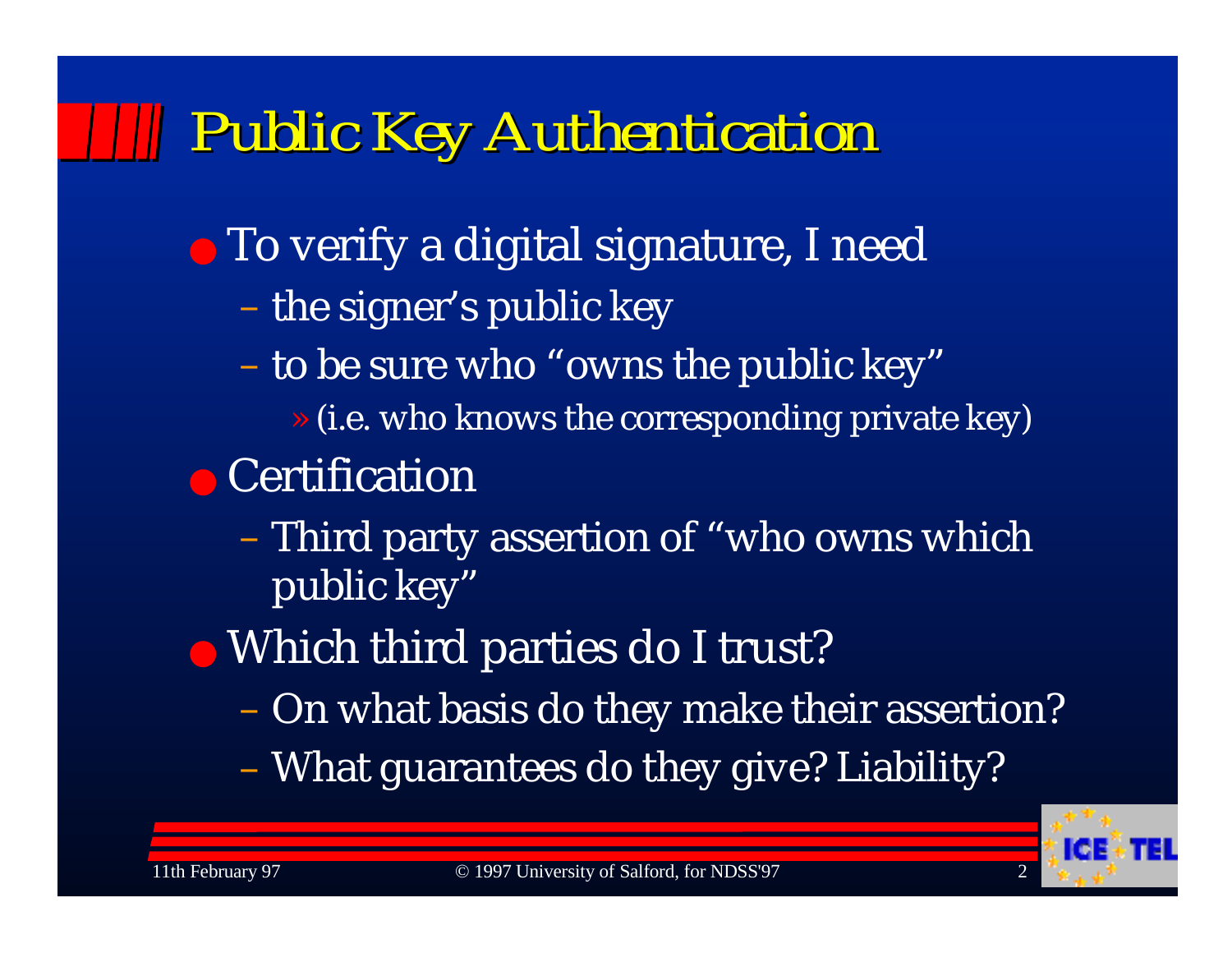# Public Key Authentication

- To verify a digital signature, I need
  - the signer's public key
  - to be sure who "owns the public key"
    - (i.e. who knows the corresponding private key)
- Certification
  - Third party assertion of "who owns which public key"
- Which third parties do I trust?
  - On what basis do they make their assertion?
  - What guarantees do they give? Liability?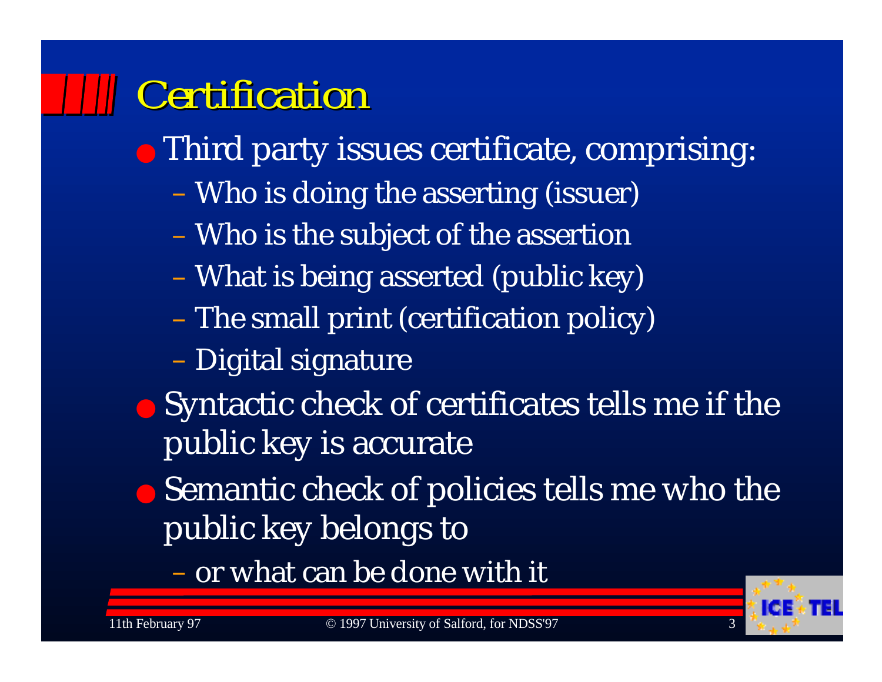# Certification

- Third party issues certificate, comprising:
  - Who is doing the asserting (issuer)
  - Who is the subject of the assertion
  - What is being asserted (public key)
  - The small print (certification policy)
  - Digital signature
- Syntactic check of certificates tells me if the public key is accurate
- Semantic check of policies tells me who the public key belongs to
  - or what can be done with it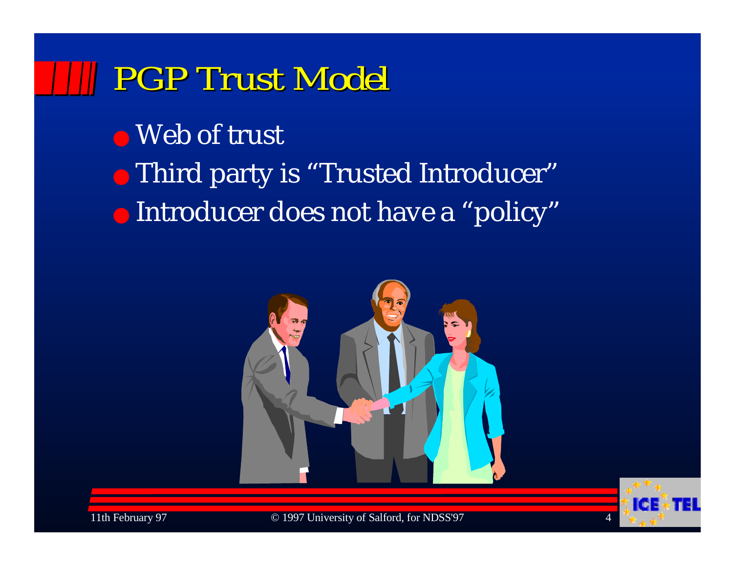# PGP Trust Model

- Web of trust
- Third party is "Trusted Introducer"
- Introducer does not have a "policy"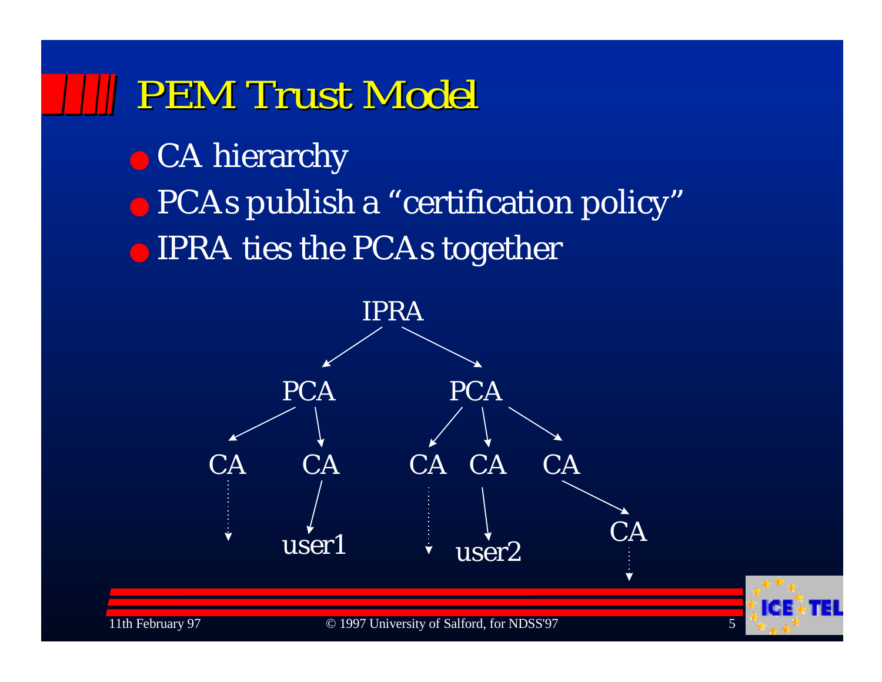# PEM Trust Model

- CA hierarchy
- PCAs publish a "certification policy"
- IPRA ties the PCAs together

```
                 IPRA
               /      \
           PCA          PCA
          /   \       /  |  \
        CA    CA    CA   CA   CA
        :      |    :    |     \
        v    user1  v  user2    CA
                                 :
                                 v
```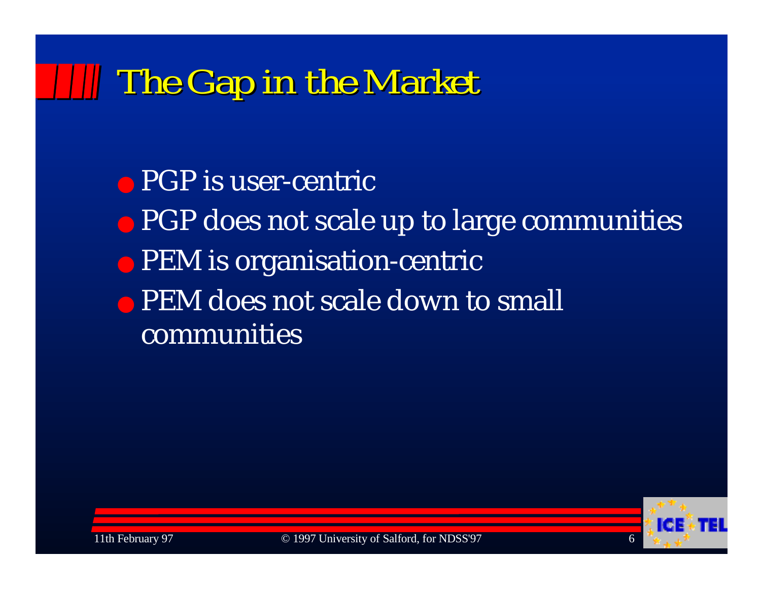# The Gap in the Market

- PGP is user-centric
- PGP does not scale up to large communities
- PEM is organisation-centric
- PEM does not scale down to small communities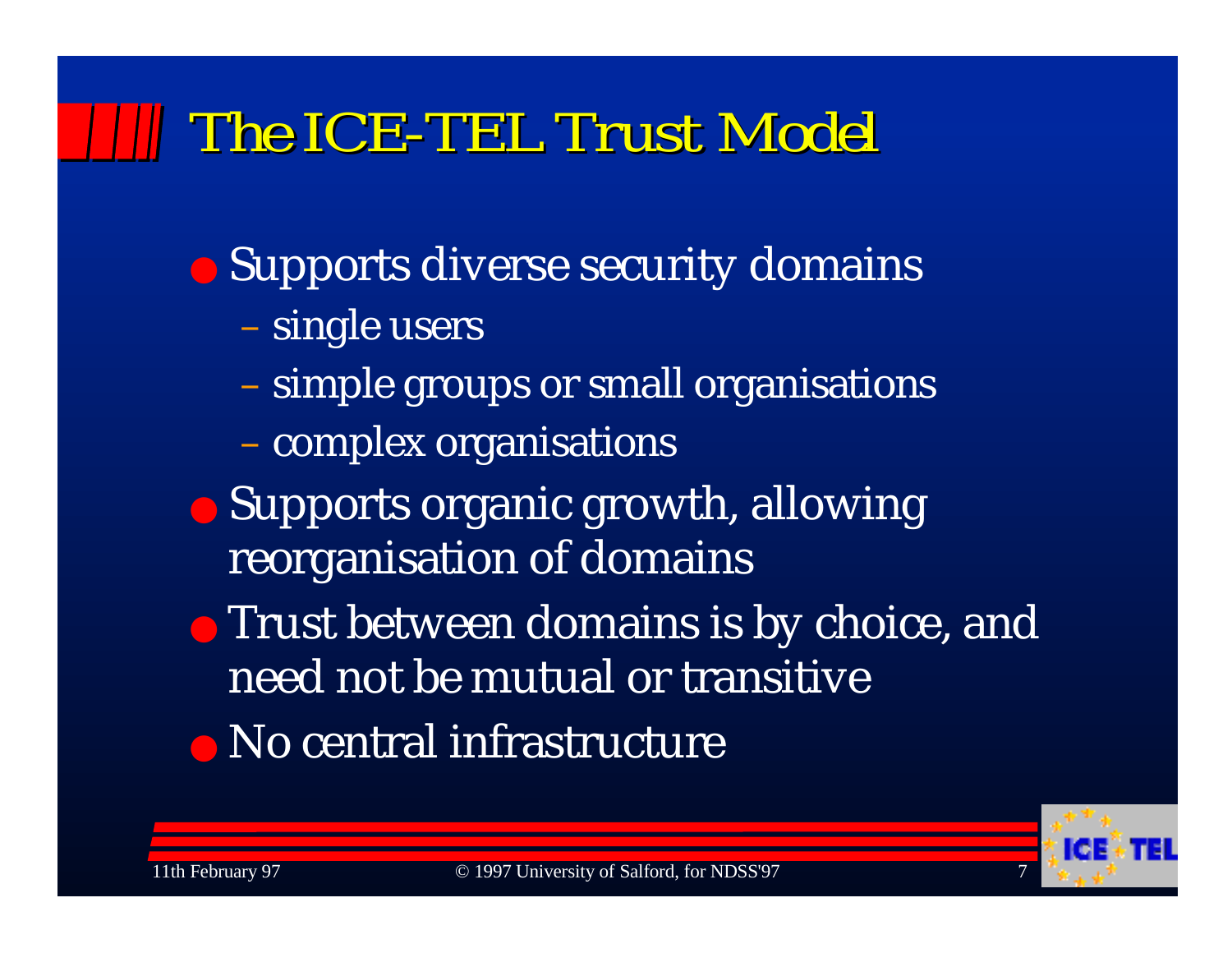# The ICE-TEL Trust Model

- Supports diverse security domains
  - single users
  - simple groups or small organisations
  - complex organisations
- Supports organic growth, allowing reorganisation of domains
- Trust between domains is by choice, and need not be mutual or transitive
- No central infrastructure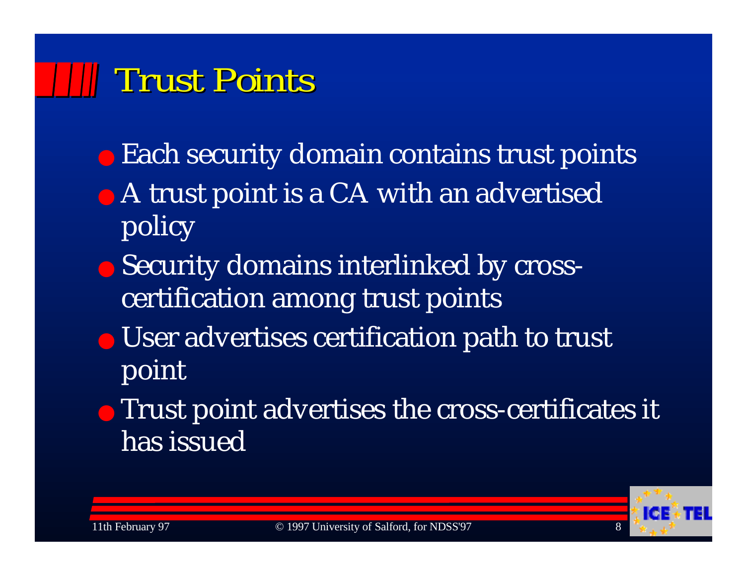# Trust Points

- Each security domain contains trust points
- A trust point is a CA with an advertised policy
- Security domains interlinked by cross-certification among trust points
- User advertises certification path to trust point
- Trust point advertises the cross-certificates it has issued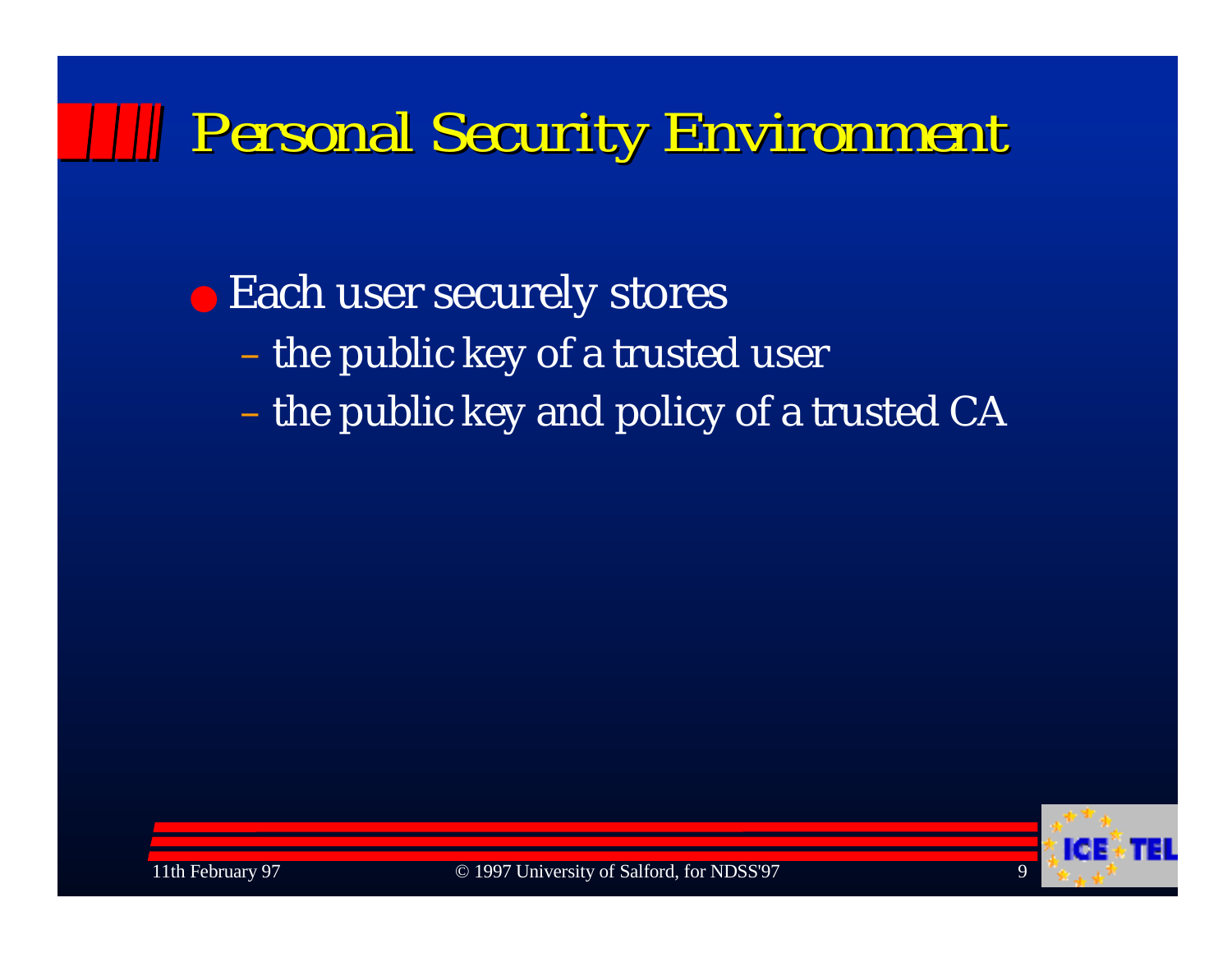# Personal Security Environment

- Each user securely stores
  - the public key of a trusted user
  - the public key and policy of a trusted CA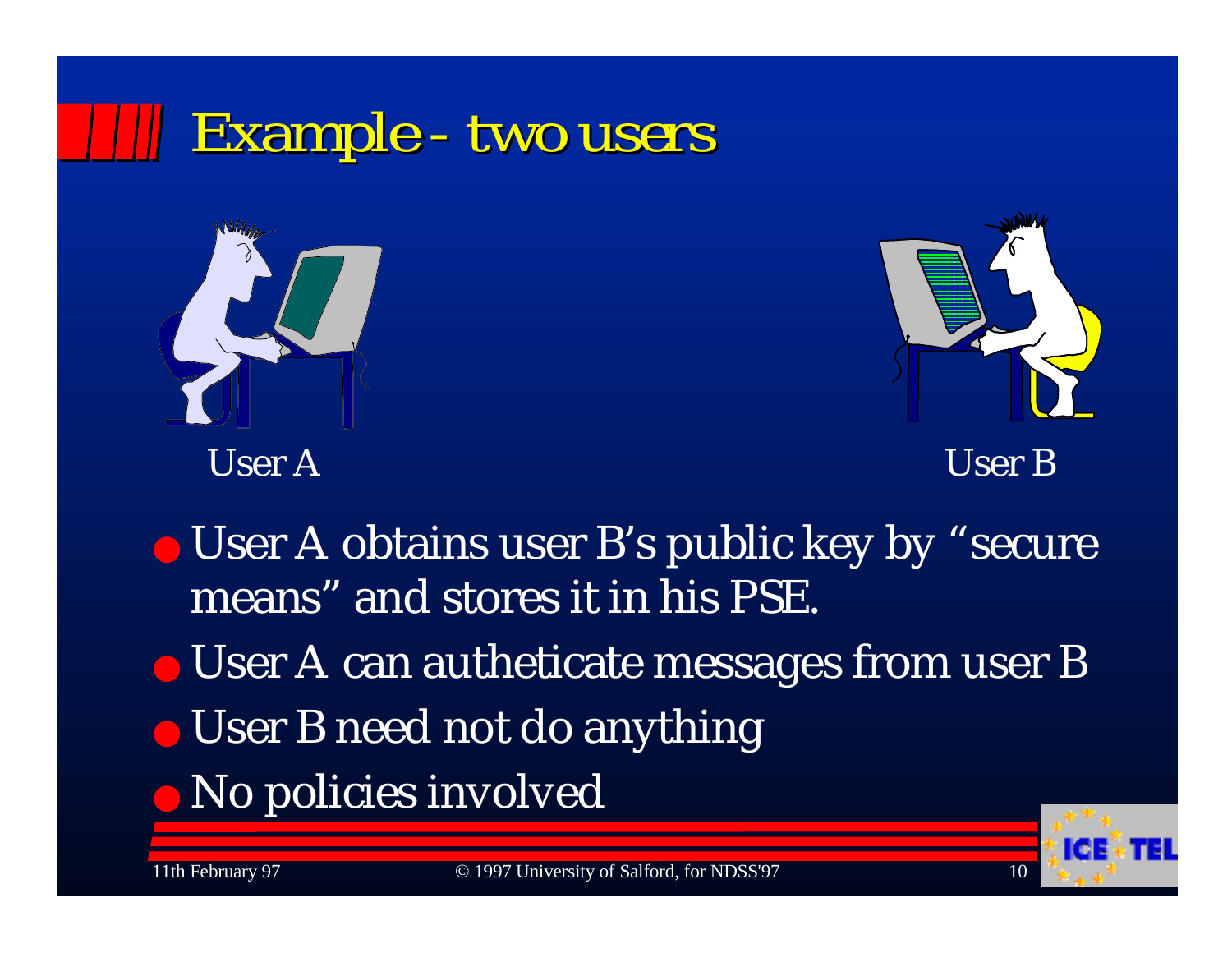# Example - two users

User A

User B

- User A obtains user B's public key by "secure means" and stores it in his PSE.
- User A can autheticate messages from user B
- User B need not do anything
- No policies involved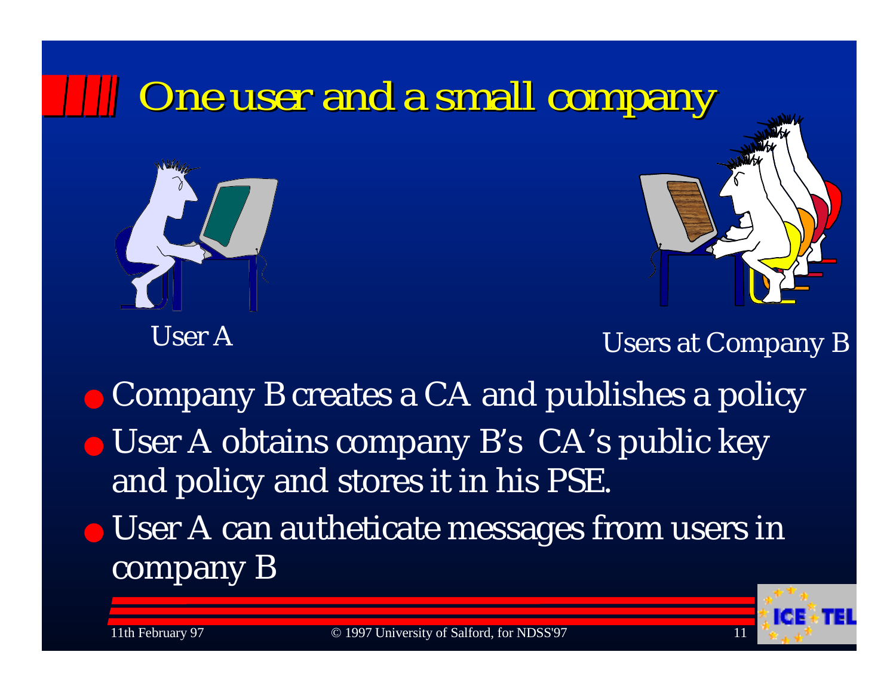# One user and a small company

User A

Users at Company B

- Company B creates a CA and publishes a policy
- User A obtains company B's CA's public key and policy and stores it in his PSE.
- User A can autheticate messages from users in company B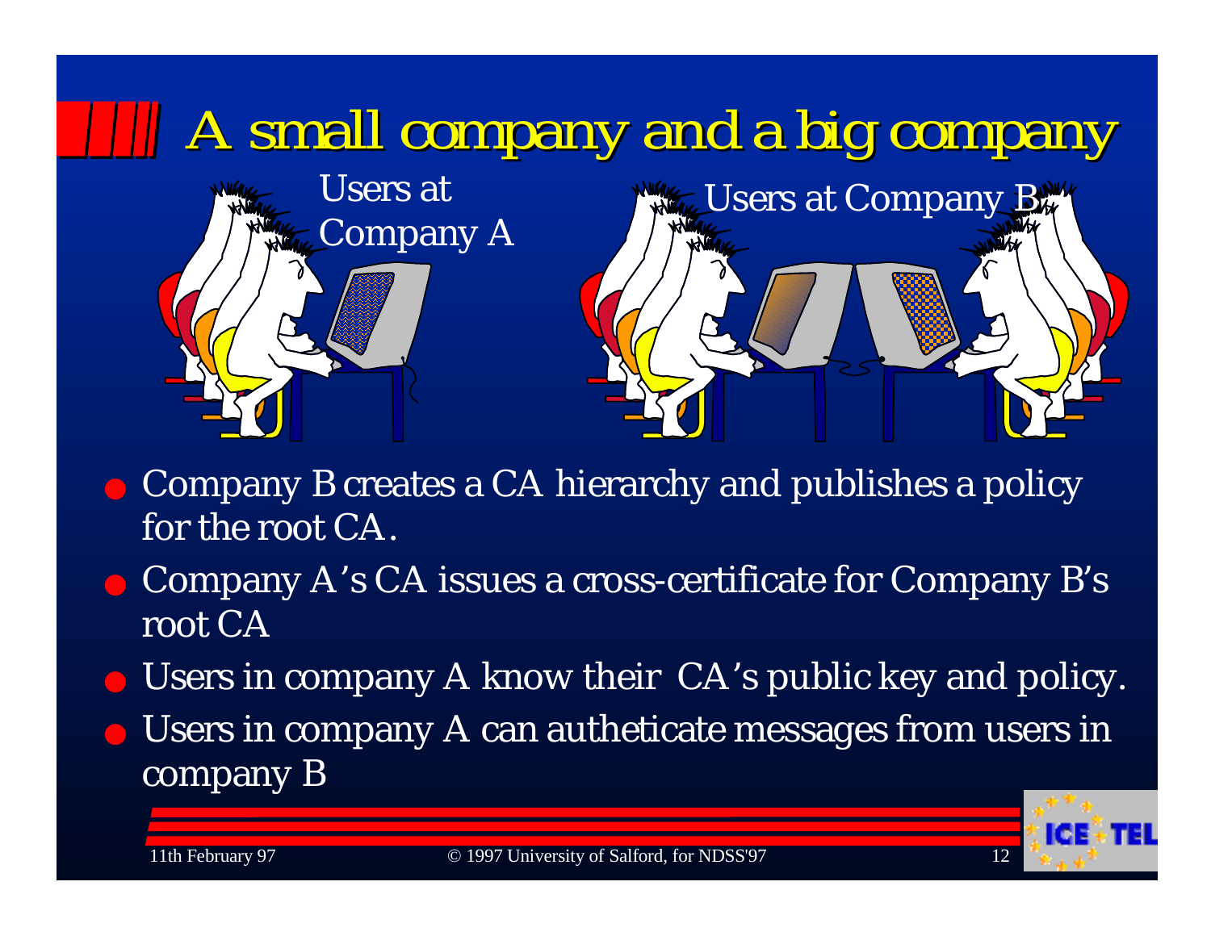# A small company and a big company

Users at Company A

Users at Company B

- Company B creates a CA hierarchy and publishes a policy for the root CA.
- Company A's CA issues a cross-certificate for Company B's root CA
- Users in company A know their CA's public key and policy.
- Users in company A can autheticate messages from users in company B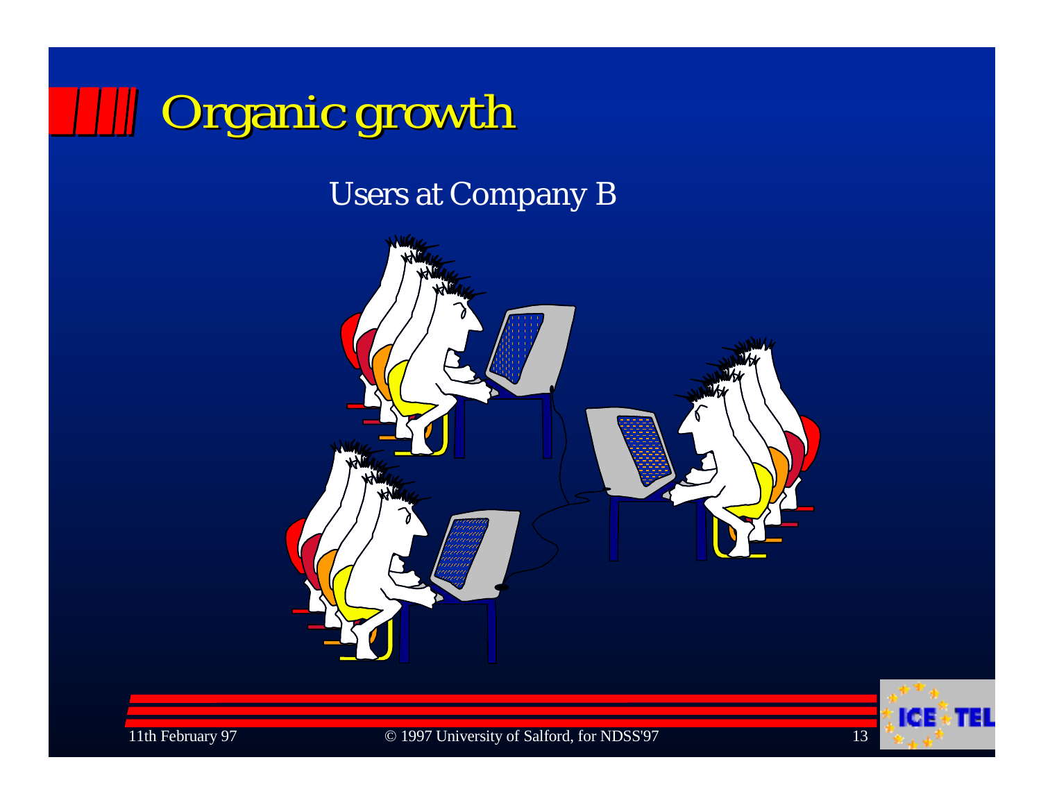# Organic growth

Users at Company B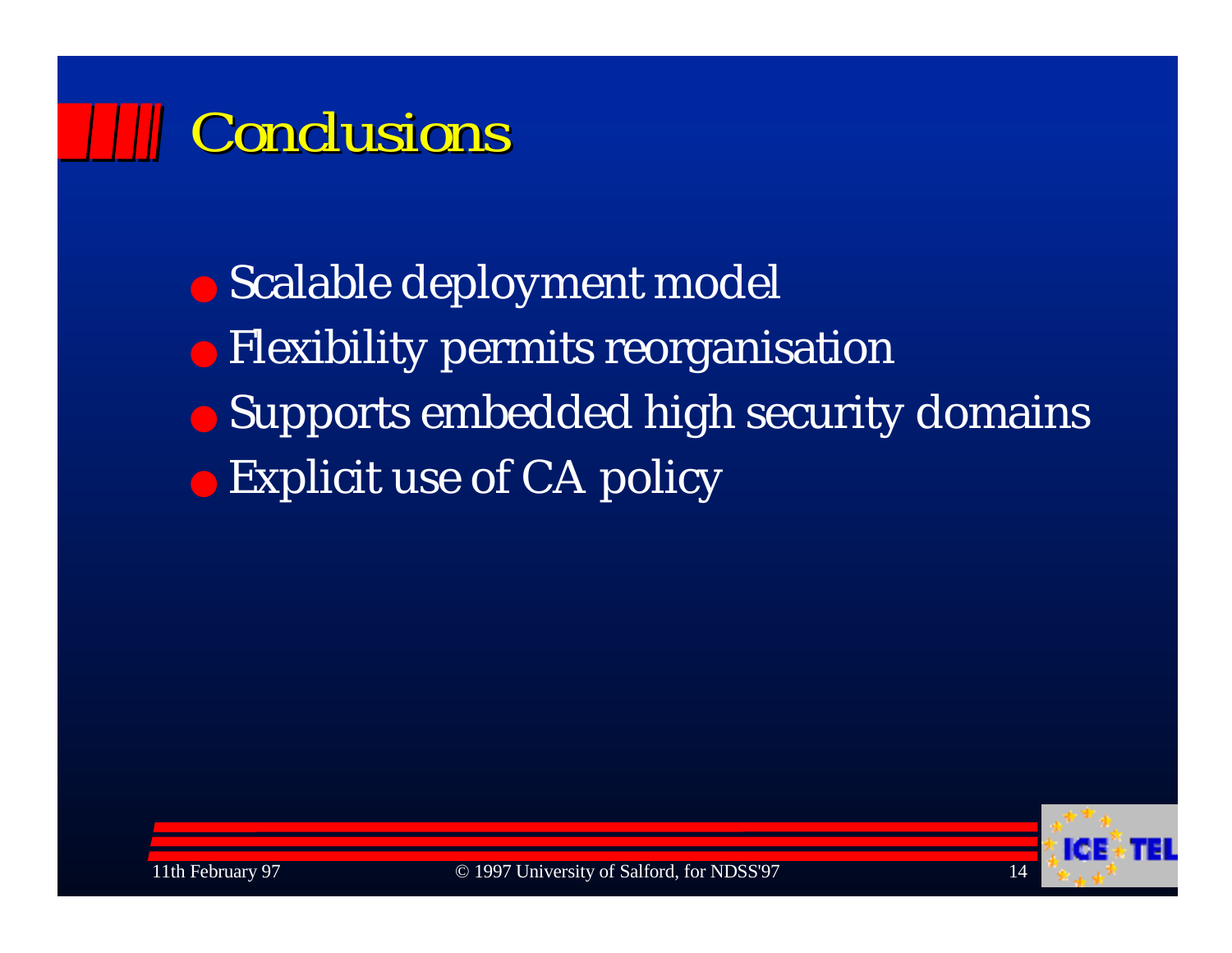# Conclusions

- Scalable deployment model
- Flexibility permits reorganisation
- Supports embedded high security domains
- Explicit use of CA policy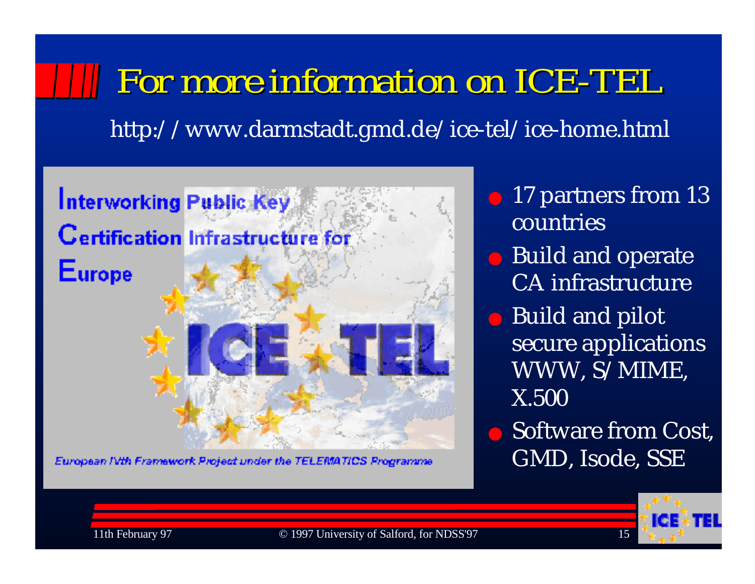# For more information on ICE-TEL

http://www.darmstadt.gmd.de/ice-tel/ice-home.html

Interworking Public Key Certification Infrastructure for Europe

ICE TEL

European IVth Framework Project under the TELEMATICS Programme

- 17 partners from 13 countries
- Build and operate CA infrastructure
- Build and pilot secure applications WWW, S/MIME, X.500
- Software from Cost, GMD, Isode, SSE